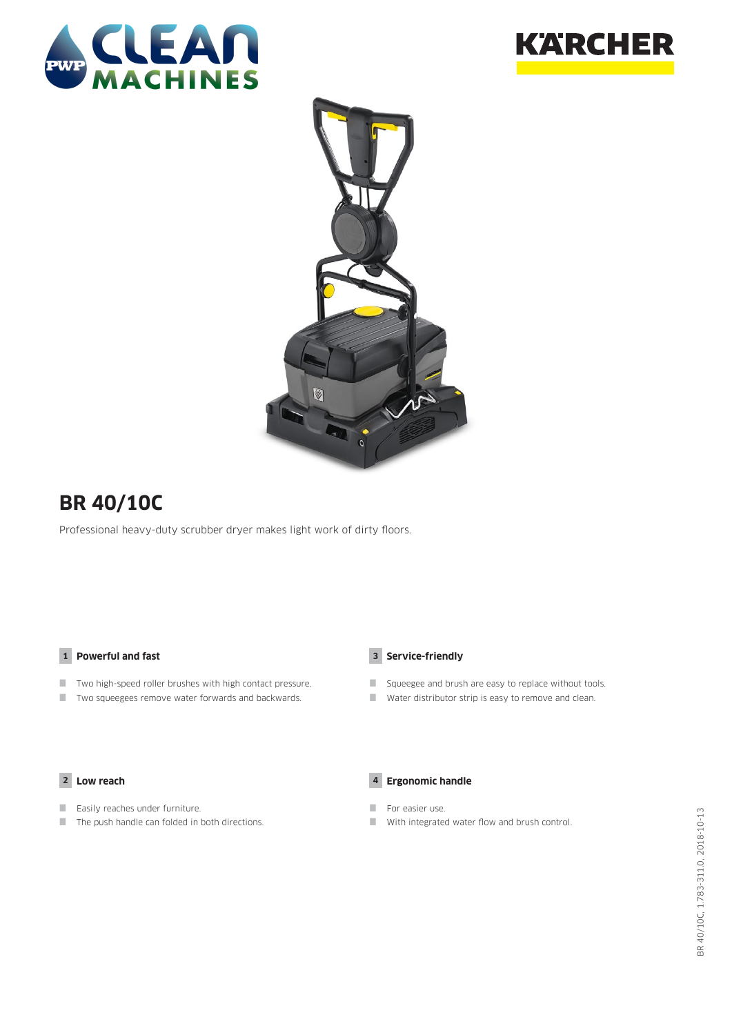# BR 40/10C

Professional heavy-duty scrubber dryer makes light work of dirty floors.

### 1 Powerful and fast

- Two high-speed roller brushes with high contact pressure.
- Two squeegees remove water forwards and backwards.

### 2 Low reach

- Easily reaches under furniture.
- The push handle can folded in both directions.

### 3 Service-friendly

- Squeegee and brush are easy to replace without tools.
- Water distributor strip is easy to remove and clean.

### 4 Ergonomic handle

- For easier use.
- With integrated water flow and brush control.

BR 40/10C, 1.783-311.0, 2018-10-13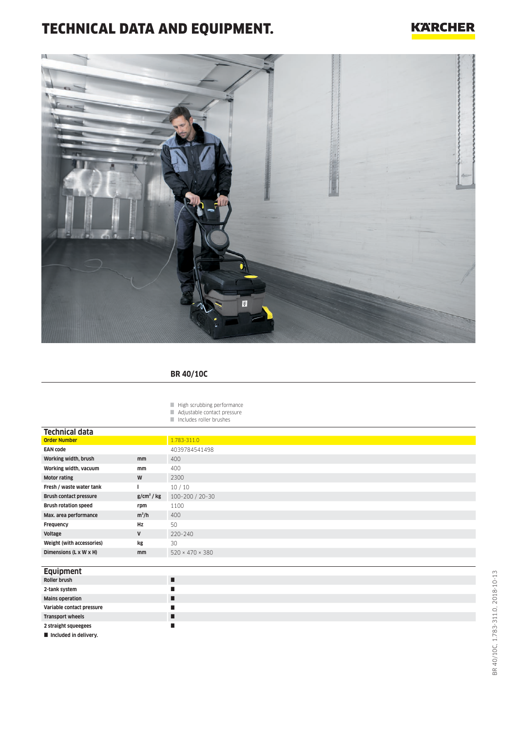# TECHNICAL DATA AND EQUIPMENT.

KÄRCHER

## BR 40/10C

- High scrubbing performance
- Adjustable contact pressure
- Includes roller brushes

### Technical data

| | | |
|---|---|---|
| **Order Number** | | 1.783-311.0 |
| **EAN code** | | 4039784541498 |
| **Working width, brush** | mm | 400 |
| **Working width, vacuum** | mm | 400 |
| **Motor rating** | W | 2300 |
| **Fresh / waste water tank** | l | 10 / 10 |
| **Brush contact pressure** | g/cm² / kg | 100–200 / 20–30 |
| **Brush rotation speed** | rpm | 1100 |
| **Max. area performance** | m²/h | 400 |
| **Frequency** | Hz | 50 |
| **Voltage** | V | 220–240 |
| **Weight (with accessories)** | kg | 30 |
| **Dimensions (L x W x H)** | mm | 520 × 470 × 380 |

### Equipment

| | |
|---|---|
| **Roller brush** | ■ |
| **2-tank system** | ■ |
| **Mains operation** | ■ |
| **Variable contact pressure** | ■ |
| **Transport wheels** | ■ |
| **2 straight squeegees** | ■ |

■ **Included in delivery.**

BR 40/10C, 1.783-311.0, 2018-10-13